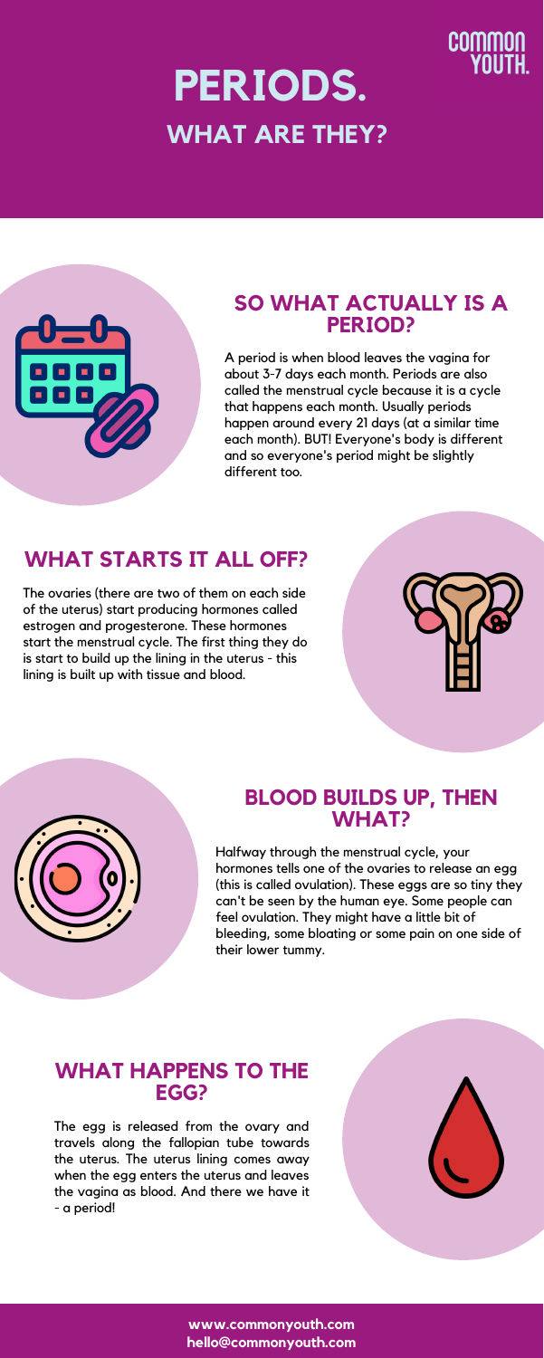# PERIODS.

## WHAT ARE THEY?

COMMON YOUTH.

## SO WHAT ACTUALLY IS A PERIOD?

A period is when blood leaves the vagina for about 3-7 days each month. Periods are also called the menstrual cycle because it is a cycle that happens each month. Usually periods happen around every 21 days (at a similar time each month). BUT! Everyone's body is different and so everyone's period might be slightly different too.

## WHAT STARTS IT ALL OFF?

The ovaries (there are two of them on each side of the uterus) start producing hormones called estrogen and progesterone. These hormones start the menstrual cycle. The first thing they do is start to build up the lining in the uterus - this lining is built up with tissue and blood.

## BLOOD BUILDS UP, THEN WHAT?

Halfway through the menstrual cycle, your hormones tells one of the ovaries to release an egg (this is called ovulation). These eggs are so tiny they can't be seen by the human eye. Some people can feel ovulation. They might have a little bit of bleeding, some bloating or some pain on one side of their lower tummy.

## WHAT HAPPENS TO THE EGG?

The egg is released from the ovary and travels along the fallopian tube towards the uterus. The uterus lining comes away when the egg enters the uterus and leaves the vagina as blood. And there we have it - a period!

**www.commonyouth.com**
**hello@commonyouth.com**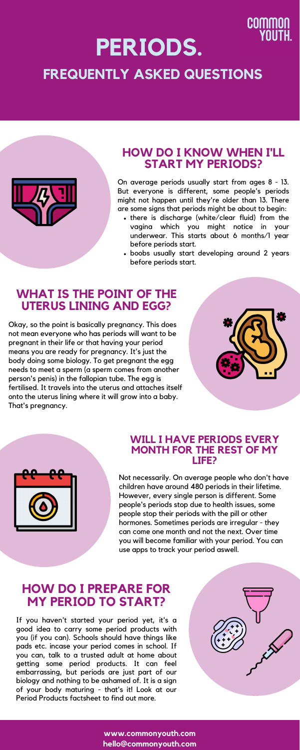# PERIODS.

## FREQUENTLY ASKED QUESTIONS

COMMON YOUTH.

## HOW DO I KNOW WHEN I'LL START MY PERIODS?

On average periods usually start from ages 8 - 13. But everyone is different, some people's periods might not happen until they're older than 13. There are some signs that periods might be about to begin:

- there is discharge (white/clear fluid) from the vagina which you might notice in your underwear. This starts about 6 months/1 year before periods start.
- boobs usually start developing around 2 years before periods start.

## WHAT IS THE POINT OF THE UTERUS LINING AND EGG?

Okay, so the point is basically pregnancy. This does not mean everyone who has periods will want to be pregnant in their life or that having your period means you are ready for pregnancy. It's just the body doing some biology. To get pregnant the egg needs to meet a sperm (a sperm comes from another person's penis) in the fallopian tube. The egg is fertilised. It travels into the uterus and attaches itself onto the uterus lining where it will grow into a baby. That's pregnancy.

## WILL I HAVE PERIODS EVERY MONTH FOR THE REST OF MY LIFE?

Not necessarily. On average people who don't have children have around 480 periods in their lifetime. However, every single person is different. Some people's periods stop due to health issues, some people stop their periods with the pill or other hormones. Sometimes periods are irregular - they can come one month and not the next. Over time you will become familiar with your period. You can use apps to track your period aswell.

## HOW DO I PREPARE FOR MY PERIOD TO START?

If you haven't started your period yet, it's a good idea to carry some period products with you (if you can). Schools should have things like pads etc. incase your period comes in school. If you can, talk to a trusted adult at home about getting some period products. It can feel embarrassing, but periods are just part of our biology and nothing to be ashamed of. It is a sign of your body maturing - that's it! Look at our Period Products factsheet to find out more.

www.commonyouth.com
hello@commonyouth.com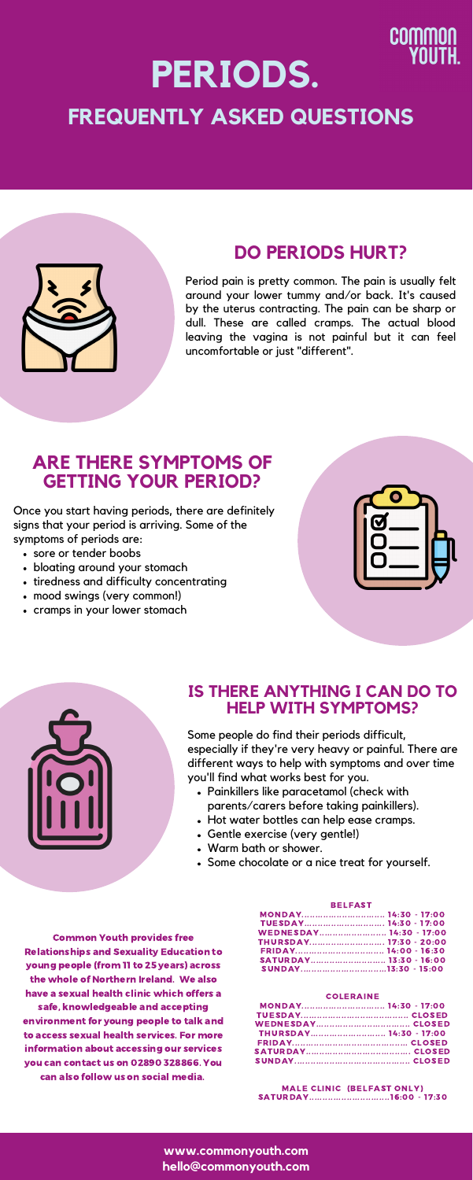# PERIODS.

## FREQUENTLY ASKED QUESTIONS

COMMON YOUTH.

## DO PERIODS HURT?

Period pain is pretty common. The pain is usually felt around your lower tummy and/or back. It's caused by the uterus contracting. The pain can be sharp or dull. These are called cramps. The actual blood leaving the vagina is not painful but it can feel uncomfortable or just "different".

## ARE THERE SYMPTOMS OF GETTING YOUR PERIOD?

Once you start having periods, there are definitely signs that your period is arriving. Some of the symptoms of periods are:

- sore or tender boobs
- bloating around your stomach
- tiredness and difficulty concentrating
- mood swings (very common!)
- cramps in your lower stomach

## IS THERE ANYTHING I CAN DO TO HELP WITH SYMPTOMS?

Some people do find their periods difficult, especially if they're very heavy or painful. There are different ways to help with symptoms and over time you'll find what works best for you.

- Painkillers like paracetamol (check with parents/carers before taking painkillers).
- Hot water bottles can help ease cramps.
- Gentle exercise (very gentle!)
- Warm bath or shower.
- Some chocolate or a nice treat for yourself.

**Common Youth provides free Relationships and Sexuality Education to young people (from 11 to 25 years) across the whole of Northern Ireland. We also have a sexual health clinic which offers a safe, knowledgeable and accepting environment for young people to talk and to access sexual health services. For more information about accessing our services you can contact us on 02890 328866. You can also follow us on social media.**

**BELFAST**

| | |
|---|---|
| MONDAY | 14:30 - 17:00 |
| TUESDAY | 14:30 - 17:00 |
| WEDNESDAY | 14:30 - 17:00 |
| THURSDAY | 17:30 - 20:00 |
| FRIDAY | 14:00 - 16:30 |
| SATURDAY | 13:30 - 16:00 |
| SUNDAY | 13:30 - 15:00 |

**COLERAINE**

| | |
|---|---|
| MONDAY | 14:30 - 17:00 |
| TUESDAY | CLOSED |
| WEDNESDAY | CLOSED |
| THURSDAY | 14:30 - 17:00 |
| FRIDAY | CLOSED |
| SATURDAY | CLOSED |
| SUNDAY | CLOSED |

**MALE CLINIC (BELFAST ONLY)**

SATURDAY 16:00 - 17:30

**www.commonyouth.com**
**hello@commonyouth.com**